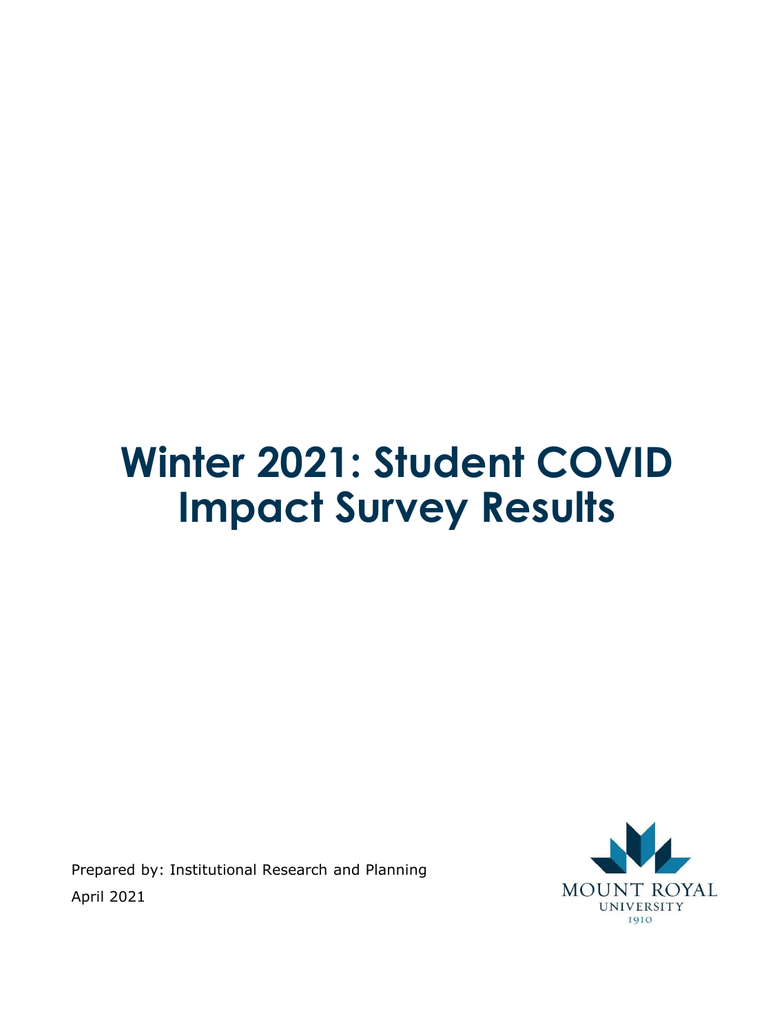# Winter 2021: Student COVID Impact Survey Results

Prepared by: Institutional Research and Planning

April 2021

MOUNT ROYAL UNIVERSITY 1910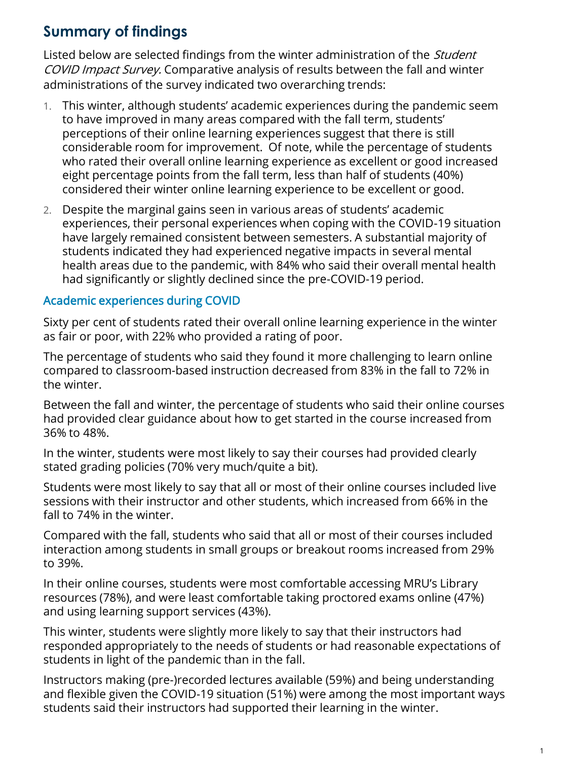## Summary of findings

Listed below are selected findings from the winter administration of the *Student COVID Impact Survey.* Comparative analysis of results between the fall and winter administrations of the survey indicated two overarching trends:

1. This winter, although students' academic experiences during the pandemic seem to have improved in many areas compared with the fall term, students' perceptions of their online learning experiences suggest that there is still considerable room for improvement. Of note, while the percentage of students who rated their overall online learning experience as excellent or good increased eight percentage points from the fall term, less than half of students (40%) considered their winter online learning experience to be excellent or good.
2. Despite the marginal gains seen in various areas of students' academic experiences, their personal experiences when coping with the COVID-19 situation have largely remained consistent between semesters. A substantial majority of students indicated they had experienced negative impacts in several mental health areas due to the pandemic, with 84% who said their overall mental health had significantly or slightly declined since the pre-COVID-19 period.

### Academic experiences during COVID

Sixty per cent of students rated their overall online learning experience in the winter as fair or poor, with 22% who provided a rating of poor.

The percentage of students who said they found it more challenging to learn online compared to classroom-based instruction decreased from 83% in the fall to 72% in the winter.

Between the fall and winter, the percentage of students who said their online courses had provided clear guidance about how to get started in the course increased from 36% to 48%.

In the winter, students were most likely to say their courses had provided clearly stated grading policies (70% very much/quite a bit).

Students were most likely to say that all or most of their online courses included live sessions with their instructor and other students, which increased from 66% in the fall to 74% in the winter.

Compared with the fall, students who said that all or most of their courses included interaction among students in small groups or breakout rooms increased from 29% to 39%.

In their online courses, students were most comfortable accessing MRU's Library resources (78%), and were least comfortable taking proctored exams online (47%) and using learning support services (43%).

This winter, students were slightly more likely to say that their instructors had responded appropriately to the needs of students or had reasonable expectations of students in light of the pandemic than in the fall.

Instructors making (pre-)recorded lectures available (59%) and being understanding and flexible given the COVID-19 situation (51%) were among the most important ways students said their instructors had supported their learning in the winter.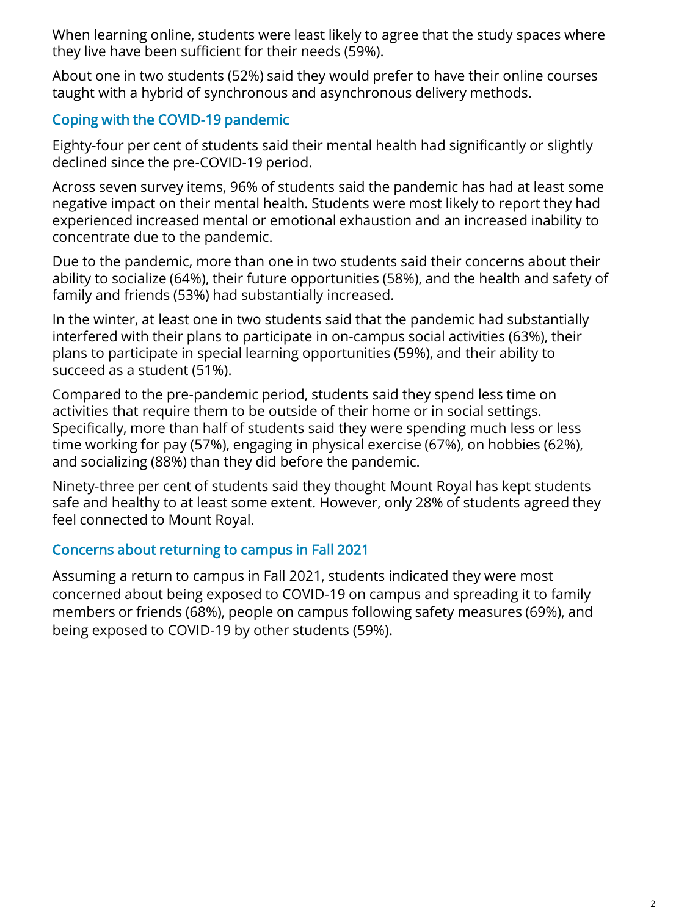When learning online, students were least likely to agree that the study spaces where they live have been sufficient for their needs (59%).

About one in two students (52%) said they would prefer to have their online courses taught with a hybrid of synchronous and asynchronous delivery methods.

## Coping with the COVID-19 pandemic

Eighty-four per cent of students said their mental health had significantly or slightly declined since the pre-COVID-19 period.

Across seven survey items, 96% of students said the pandemic has had at least some negative impact on their mental health. Students were most likely to report they had experienced increased mental or emotional exhaustion and an increased inability to concentrate due to the pandemic.

Due to the pandemic, more than one in two students said their concerns about their ability to socialize (64%), their future opportunities (58%), and the health and safety of family and friends (53%) had substantially increased.

In the winter, at least one in two students said that the pandemic had substantially interfered with their plans to participate in on-campus social activities (63%), their plans to participate in special learning opportunities (59%), and their ability to succeed as a student (51%).

Compared to the pre-pandemic period, students said they spend less time on activities that require them to be outside of their home or in social settings. Specifically, more than half of students said they were spending much less or less time working for pay (57%), engaging in physical exercise (67%), on hobbies (62%), and socializing (88%) than they did before the pandemic.

Ninety-three per cent of students said they thought Mount Royal has kept students safe and healthy to at least some extent. However, only 28% of students agreed they feel connected to Mount Royal.

## Concerns about returning to campus in Fall 2021

Assuming a return to campus in Fall 2021, students indicated they were most concerned about being exposed to COVID-19 on campus and spreading it to family members or friends (68%), people on campus following safety measures (69%), and being exposed to COVID-19 by other students (59%).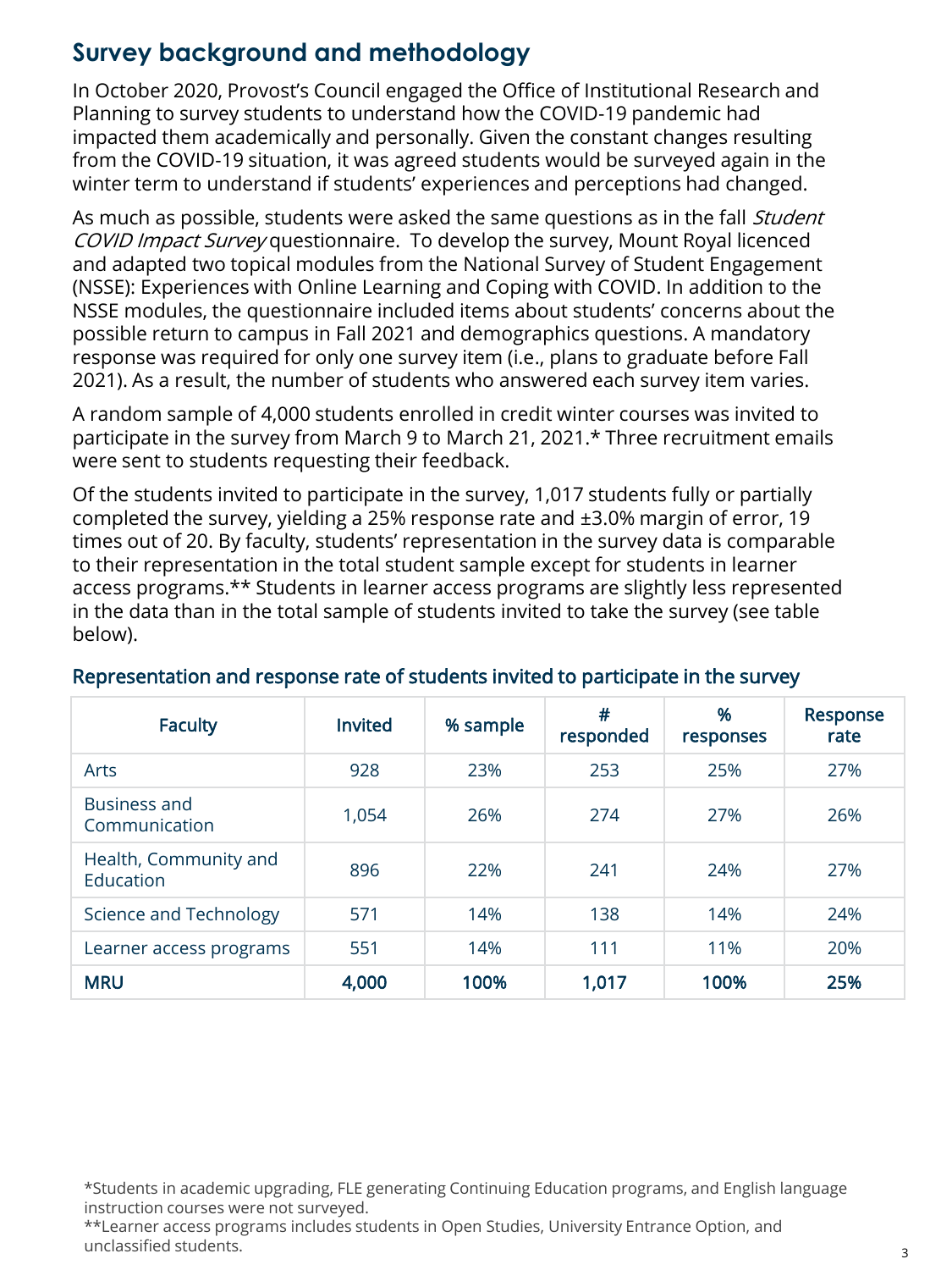## Survey background and methodology

In October 2020, Provost's Council engaged the Office of Institutional Research and Planning to survey students to understand how the COVID-19 pandemic had impacted them academically and personally. Given the constant changes resulting from the COVID-19 situation, it was agreed students would be surveyed again in the winter term to understand if students' experiences and perceptions had changed.

As much as possible, students were asked the same questions as in the fall *Student COVID Impact Survey* questionnaire. To develop the survey, Mount Royal licenced and adapted two topical modules from the National Survey of Student Engagement (NSSE): Experiences with Online Learning and Coping with COVID. In addition to the NSSE modules, the questionnaire included items about students' concerns about the possible return to campus in Fall 2021 and demographics questions. A mandatory response was required for only one survey item (i.e., plans to graduate before Fall 2021). As a result, the number of students who answered each survey item varies.

A random sample of 4,000 students enrolled in credit winter courses was invited to participate in the survey from March 9 to March 21, 2021.* Three recruitment emails were sent to students requesting their feedback.

Of the students invited to participate in the survey, 1,017 students fully or partially completed the survey, yielding a 25% response rate and ±3.0% margin of error, 19 times out of 20. By faculty, students' representation in the survey data is comparable to their representation in the total student sample except for students in learner access programs.** Students in learner access programs are slightly less represented in the data than in the total sample of students invited to take the survey (see table below).

### Representation and response rate of students invited to participate in the survey

| Faculty | Invited | % sample | # responded | % responses | Response rate |
|---|---|---|---|---|---|
| Arts | 928 | 23% | 253 | 25% | 27% |
| Business and Communication | 1,054 | 26% | 274 | 27% | 26% |
| Health, Community and Education | 896 | 22% | 241 | 24% | 27% |
| Science and Technology | 571 | 14% | 138 | 14% | 24% |
| Learner access programs | 551 | 14% | 111 | 11% | 20% |
| **MRU** | **4,000** | **100%** | **1,017** | **100%** | **25%** |

*Students in academic upgrading, FLE generating Continuing Education programs, and English language instruction courses were not surveyed.

**Learner access programs includes students in Open Studies, University Entrance Option, and unclassified students.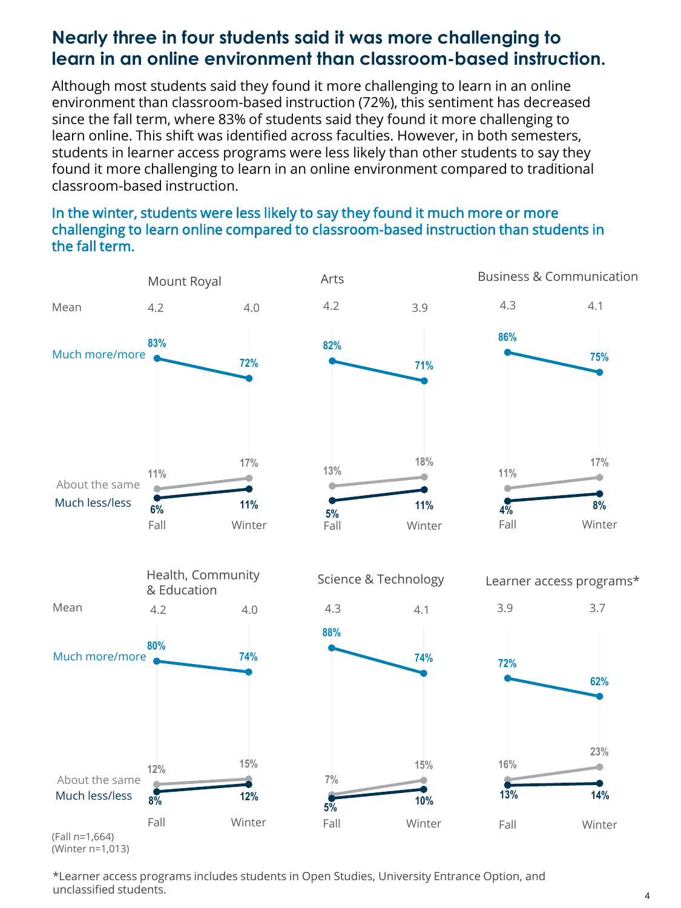# Nearly three in four students said it was more challenging to learn in an online environment than classroom-based instruction.

Although most students said they found it more challenging to learn in an online environment than classroom-based instruction (72%), this sentiment has decreased since the fall term, where 83% of students said they found it more challenging to learn online. This shift was identified across faculties. However, in both semesters, students in learner access programs were less likely than other students to say they found it more challenging to learn in an online environment compared to traditional classroom-based instruction.

## In the winter, students were less likely to say they found it much more or more challenging to learn online compared to classroom-based instruction than students in the fall term.

| | Mean (Fall) | Mean (Winter) | Much more/more (Fall) | Much more/more (Winter) | About the same (Fall) | About the same (Winter) | Much less/less (Fall) | Much less/less (Winter) |
|---|---|---|---|---|---|---|---|---|
| Mount Royal | 4.2 | 4.0 | 83% | 72% | 11% | 17% | 6% | 11% |
| Arts | 4.2 | 3.9 | 82% | 71% | 13% | 18% | 5% | 11% |
| Business & Communication | 4.3 | 4.1 | 86% | 75% | 11% | 17% | 4% | 8% |
| Health, Community & Education | 4.2 | 4.0 | 80% | 74% | 12% | 15% | 8% | 12% |
| Science & Technology | 4.3 | 4.1 | 88% | 74% | 7% | 15% | 5% | 10% |
| Learner access programs* | 3.9 | 3.7 | 72% | 62% | 16% | 23% | 13% | 14% |

(Fall n=1,664)
(Winter n=1,013)

*Learner access programs includes students in Open Studies, University Entrance Option, and unclassified students.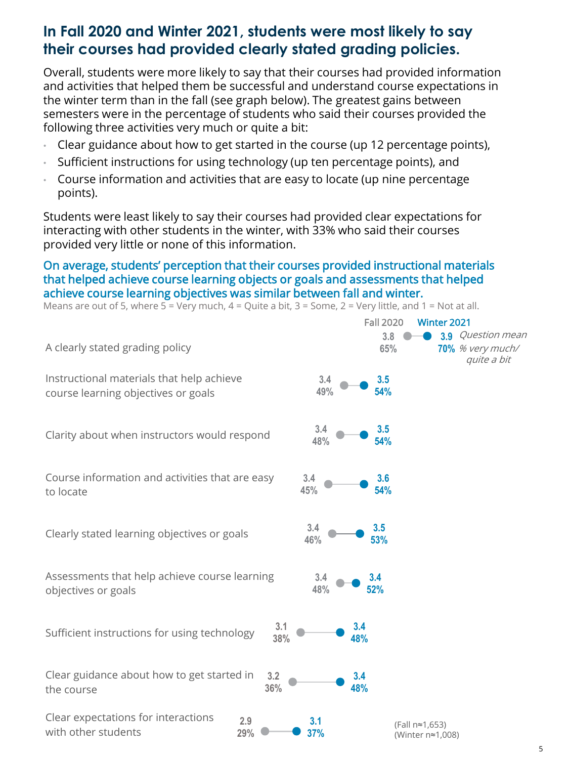## In Fall 2020 and Winter 2021, students were most likely to say their courses had provided clearly stated grading policies.

Overall, students were more likely to say that their courses had provided information and activities that helped them be successful and understand course expectations in the winter term than in the fall (see graph below). The greatest gains between semesters were in the percentage of students who said their courses provided the following three activities very much or quite a bit:

- Clear guidance about how to get started in the course (up 12 percentage points),
- Sufficient instructions for using technology (up ten percentage points), and
- Course information and activities that are easy to locate (up nine percentage points).

Students were least likely to say their courses had provided clear expectations for interacting with other students in the winter, with 33% who said their courses provided very little or none of this information.

### On average, students' perception that their courses provided instructional materials that helped achieve course learning objects or goals and assessments that helped achieve course learning objectives was similar between fall and winter.

Means are out of 5, where 5 = Very much, 4 = Quite a bit, 3 = Some, 2 = Very little, and 1 = Not at all.

| Item | Fall 2020 Question mean | Fall 2020 % very much/quite a bit | Winter 2021 Question mean | Winter 2021 % very much/quite a bit |
|---|---|---|---|---|
| A clearly stated grading policy | 3.8 | 65% | 3.9 | 70% |
| Instructional materials that help achieve course learning objectives or goals | 3.4 | 49% | 3.5 | 54% |
| Clarity about when instructors would respond | 3.4 | 48% | 3.5 | 54% |
| Course information and activities that are easy to locate | 3.4 | 45% | 3.6 | 54% |
| Clearly stated learning objectives or goals | 3.4 | 46% | 3.5 | 53% |
| Assessments that help achieve course learning objectives or goals | 3.4 | 48% | 3.4 | 52% |
| Sufficient instructions for using technology | 3.1 | 38% | 3.4 | 48% |
| Clear guidance about how to get started in the course | 3.2 | 36% | 3.4 | 48% |
| Clear expectations for interactions with other students | 2.9 | 29% | 3.1 | 37% |

(Fall n≈1,653)
(Winter n≈1,008)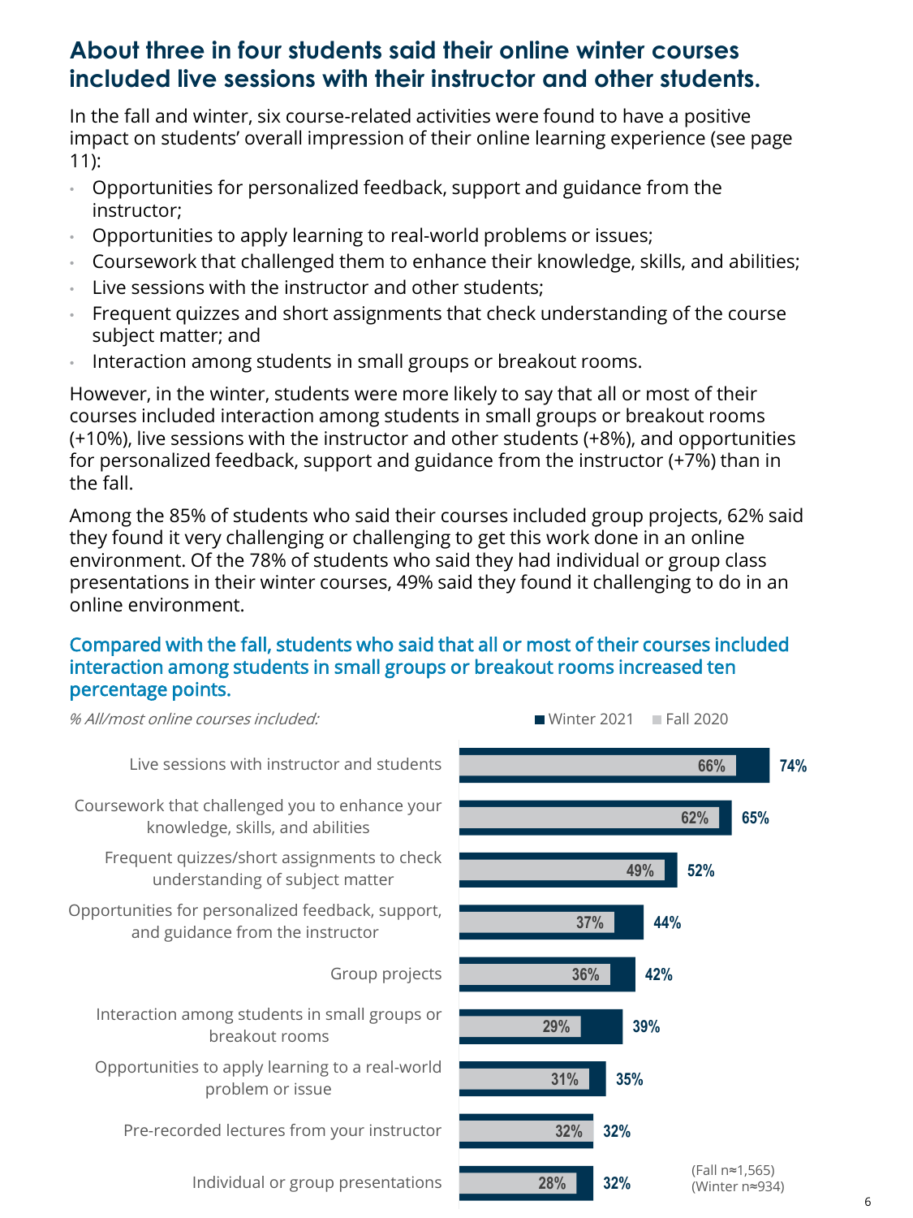## About three in four students said their online winter courses included live sessions with their instructor and other students.

In the fall and winter, six course-related activities were found to have a positive impact on students' overall impression of their online learning experience (see page 11):

- Opportunities for personalized feedback, support and guidance from the instructor;
- Opportunities to apply learning to real-world problems or issues;
- Coursework that challenged them to enhance their knowledge, skills, and abilities;
- Live sessions with the instructor and other students;
- Frequent quizzes and short assignments that check understanding of the course subject matter; and
- Interaction among students in small groups or breakout rooms.

However, in the winter, students were more likely to say that all or most of their courses included interaction among students in small groups or breakout rooms (+10%), live sessions with the instructor and other students (+8%), and opportunities for personalized feedback, support and guidance from the instructor (+7%) than in the fall.

Among the 85% of students who said their courses included group projects, 62% said they found it very challenging or challenging to get this work done in an online environment. Of the 78% of students who said they had individual or group class presentations in their winter courses, 49% said they found it challenging to do in an online environment.

### Compared with the fall, students who said that all or most of their courses included interaction among students in small groups or breakout rooms increased ten percentage points.

*% All/most online courses included:*

| | Fall 2020 | Winter 2021 |
|---|---|---|
| Live sessions with instructor and students | 66% | 74% |
| Coursework that challenged you to enhance your knowledge, skills, and abilities | 62% | 65% |
| Frequent quizzes/short assignments to check understanding of subject matter | 49% | 52% |
| Opportunities for personalized feedback, support, and guidance from the instructor | 37% | 44% |
| Group projects | 36% | 42% |
| Interaction among students in small groups or breakout rooms | 29% | 39% |
| Opportunities to apply learning to a real-world problem or issue | 31% | 35% |
| Pre-recorded lectures from your instructor | 32% | 32% |
| Individual or group presentations | 28% | 32% |

(Fall n≈1,565)
(Winter n≈934)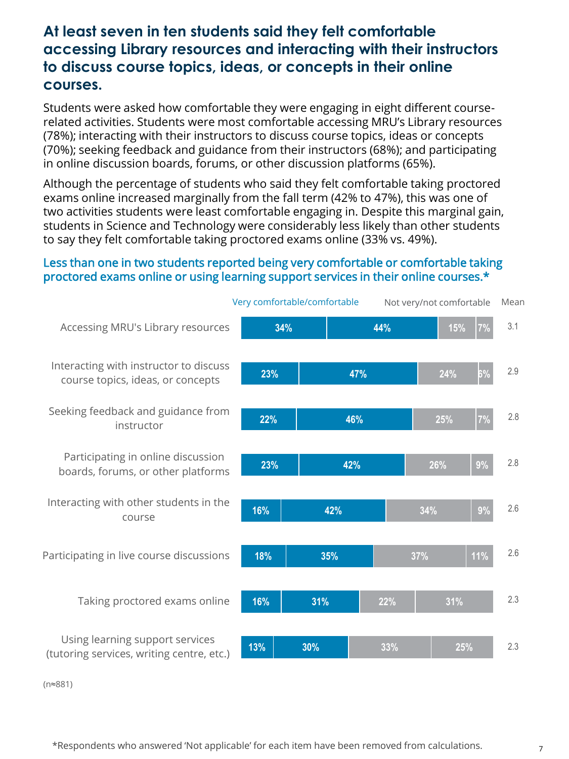## At least seven in ten students said they felt comfortable accessing Library resources and interacting with their instructors to discuss course topics, ideas, or concepts in their online courses.

Students were asked how comfortable they were engaging in eight different course-related activities. Students were most comfortable accessing MRU's Library resources (78%); interacting with their instructors to discuss course topics, ideas or concepts (70%); seeking feedback and guidance from their instructors (68%); and participating in online discussion boards, forums, or other discussion platforms (65%).

Although the percentage of students who said they felt comfortable taking proctored exams online increased marginally from the fall term (42% to 47%), this was one of two activities students were least comfortable engaging in. Despite this marginal gain, students in Science and Technology were considerably less likely than other students to say they felt comfortable taking proctored exams online (33% vs. 49%).

### Less than one in two students reported being very comfortable or comfortable taking proctored exams online or using learning support services in their online courses.*

| | Very comfortable/comfortable | | Not very/not comfortable | | Mean |
|---|---|---|---|---|---|
| Accessing MRU's Library resources | 34% | 44% | 15% | 7% | 3.1 |
| Interacting with instructor to discuss course topics, ideas, or concepts | 23% | 47% | 24% | 6% | 2.9 |
| Seeking feedback and guidance from instructor | 22% | 46% | 25% | 7% | 2.8 |
| Participating in online discussion boards, forums, or other platforms | 23% | 42% | 26% | 9% | 2.8 |
| Interacting with other students in the course | 16% | 42% | 34% | 9% | 2.6 |
| Participating in live course discussions | 18% | 35% | 37% | 11% | 2.6 |
| Taking proctored exams online | 16% | 31% | 22% | 31% | 2.3 |
| Using learning support services (tutoring services, writing centre, etc.) | 13% | 30% | 33% | 25% | 2.3 |

(n≈881)

*Respondents who answered 'Not applicable' for each item have been removed from calculations.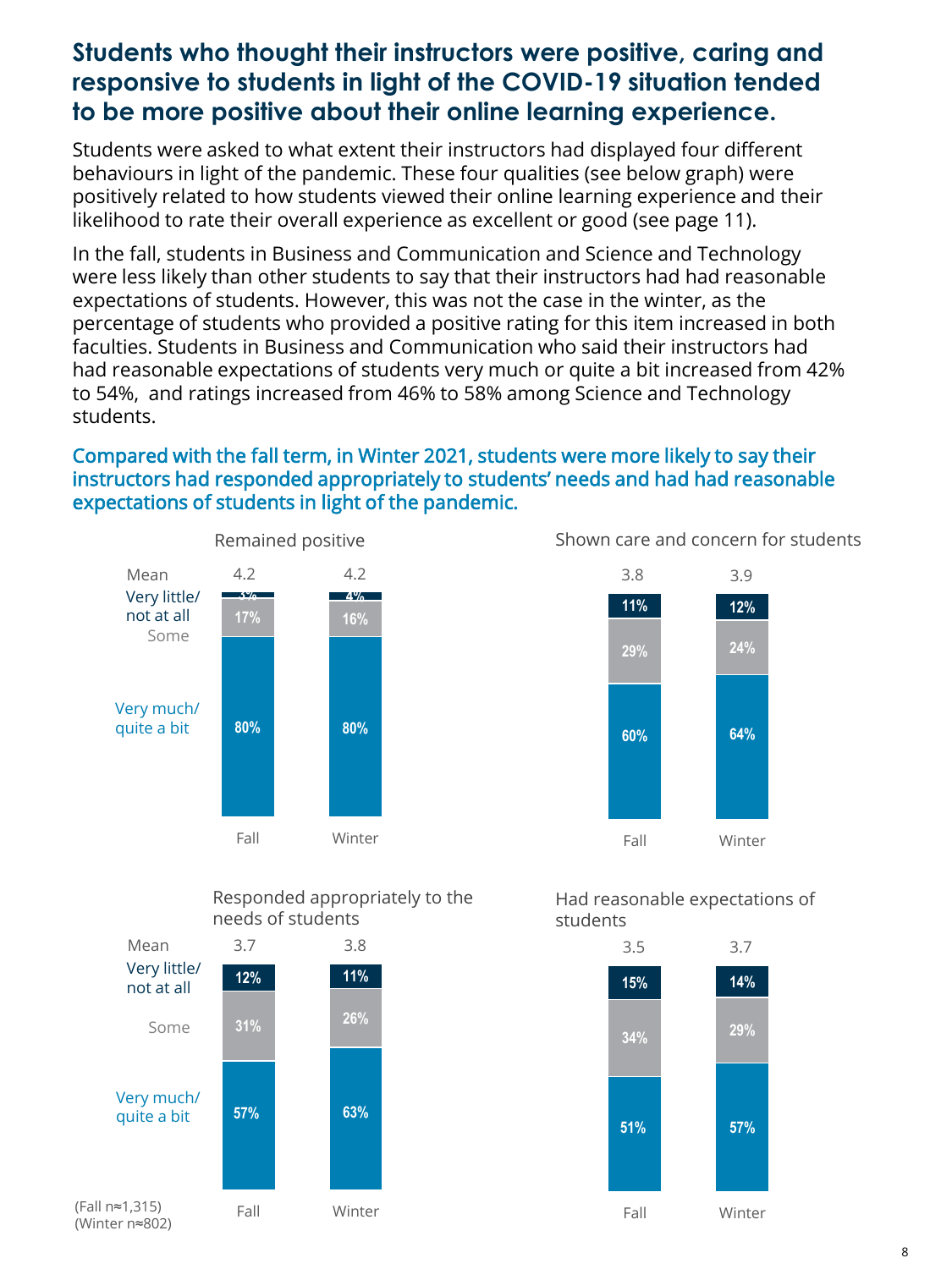## Students who thought their instructors were positive, caring and responsive to students in light of the COVID-19 situation tended to be more positive about their online learning experience.

Students were asked to what extent their instructors had displayed four different behaviours in light of the pandemic. These four qualities (see below graph) were positively related to how students viewed their online learning experience and their likelihood to rate their overall experience as excellent or good (see page 11).

In the fall, students in Business and Communication and Science and Technology were less likely than other students to say that their instructors had had reasonable expectations of students. However, this was not the case in the winter, as the percentage of students who provided a positive rating for this item increased in both faculties. Students in Business and Communication who said their instructors had had reasonable expectations of students very much or quite a bit increased from 42% to 54%, and ratings increased from 46% to 58% among Science and Technology students.

### Compared with the fall term, in Winter 2021, students were more likely to say their instructors had responded appropriately to students' needs and had had reasonable expectations of students in light of the pandemic.

**Remained positive**

| | Fall | Winter |
|---|---|---|
| Mean | 4.2 | 4.2 |
| Very little/ not at all | 3% | 4% |
| Some | 17% | 16% |
| Very much/ quite a bit | 80% | 80% |

**Shown care and concern for students**

| | Fall | Winter |
|---|---|---|
| Mean | 3.8 | 3.9 |
| Very little/ not at all | 11% | 12% |
| Some | 29% | 24% |
| Very much/ quite a bit | 60% | 64% |

**Responded appropriately to the needs of students**

| | Fall | Winter |
|---|---|---|
| Mean | 3.7 | 3.8 |
| Very little/ not at all | 12% | 11% |
| Some | 31% | 26% |
| Very much/ quite a bit | 57% | 63% |

**Had reasonable expectations of students**

| | Fall | Winter |
|---|---|---|
| Mean | 3.5 | 3.7 |
| Very little/ not at all | 15% | 14% |
| Some | 34% | 29% |
| Very much/ quite a bit | 51% | 57% |

(Fall n≈1,315)
(Winter n≈802)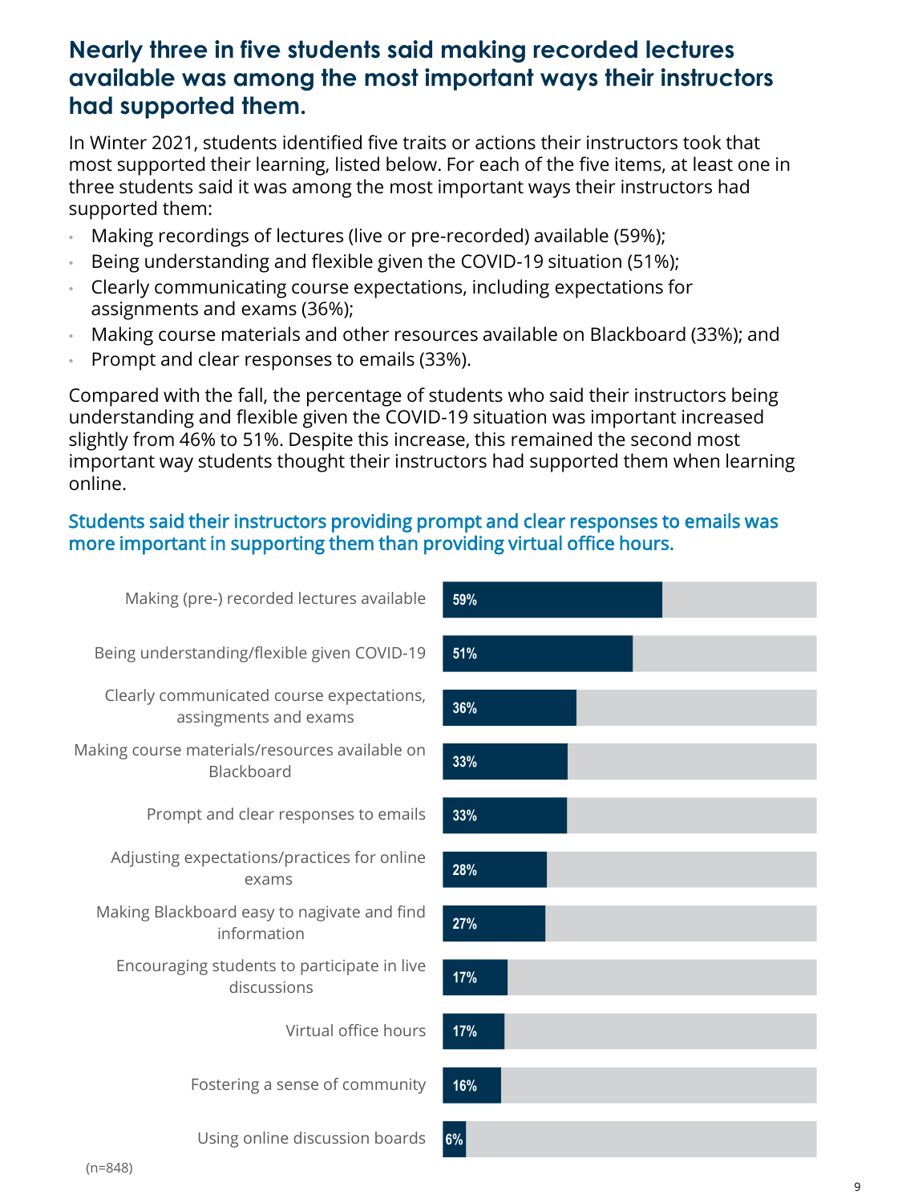## Nearly three in five students said making recorded lectures available was among the most important ways their instructors had supported them.

In Winter 2021, students identified five traits or actions their instructors took that most supported their learning, listed below. For each of the five items, at least one in three students said it was among the most important ways their instructors had supported them:

- Making recordings of lectures (live or pre-recorded) available (59%);
- Being understanding and flexible given the COVID-19 situation (51%);
- Clearly communicating course expectations, including expectations for assignments and exams (36%);
- Making course materials and other resources available on Blackboard (33%); and
- Prompt and clear responses to emails (33%).

Compared with the fall, the percentage of students who said their instructors being understanding and flexible given the COVID-19 situation was important increased slightly from 46% to 51%. Despite this increase, this remained the second most important way students thought their instructors had supported them when learning online.

### Students said their instructors providing prompt and clear responses to emails was more important in supporting them than providing virtual office hours.

| Item | % |
|---|---|
| Making (pre-) recorded lectures available | 59% |
| Being understanding/flexible given COVID-19 | 51% |
| Clearly communicated course expectations, assingments and exams | 36% |
| Making course materials/resources available on Blackboard | 33% |
| Prompt and clear responses to emails | 33% |
| Adjusting expectations/practices for online exams | 28% |
| Making Blackboard easy to nagivate and find information | 27% |
| Encouraging students to participate in live discussions | 17% |
| Virtual office hours | 17% |
| Fostering a sense of community | 16% |
| Using online discussion boards | 6% |

(n=848)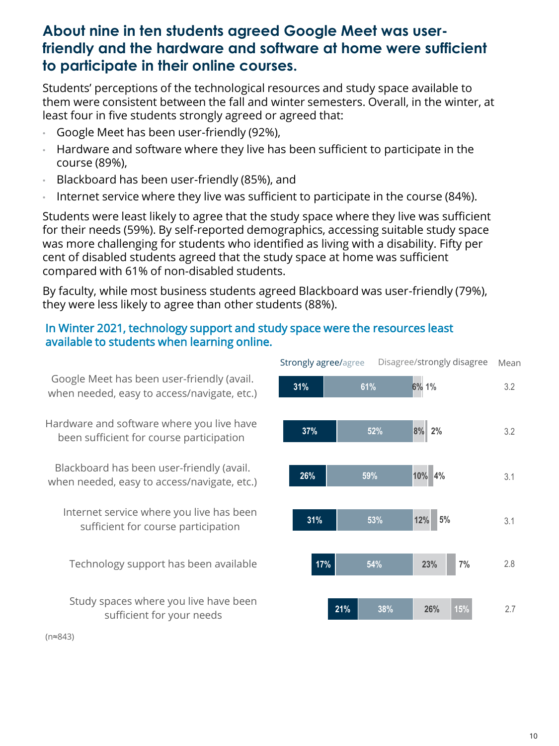## About nine in ten students agreed Google Meet was user-friendly and the hardware and software at home were sufficient to participate in their online courses.

Students' perceptions of the technological resources and study space available to them were consistent between the fall and winter semesters. Overall, in the winter, at least four in five students strongly agreed or agreed that:

- Google Meet has been user-friendly (92%),
- Hardware and software where they live has been sufficient to participate in the course (89%),
- Blackboard has been user-friendly (85%), and
- Internet service where they live was sufficient to participate in the course (84%).

Students were least likely to agree that the study space where they live was sufficient for their needs (59%). By self-reported demographics, accessing suitable study space was more challenging for students who identified as living with a disability. Fifty per cent of disabled students agreed that the study space at home was sufficient compared with 61% of non-disabled students.

By faculty, while most business students agreed Blackboard was user-friendly (79%), they were less likely to agree than other students (88%).

### In Winter 2021, technology support and study space were the resources least available to students when learning online.

| | Strongly agree | Agree | Disagree | Strongly disagree | Mean |
|---|---|---|---|---|---|
| Google Meet has been user-friendly (avail. when needed, easy to access/navigate, etc.) | 31% | 61% | 6% | 1% | 3.2 |
| Hardware and software where you live have been sufficient for course participation | 37% | 52% | 8% | 2% | 3.2 |
| Blackboard has been user-friendly (avail. when needed, easy to access/navigate, etc.) | 26% | 59% | 10% | 4% | 3.1 |
| Internet service where you live has been sufficient for course participation | 31% | 53% | 12% | 5% | 3.1 |
| Technology support has been available | 17% | 54% | 23% | 7% | 2.8 |
| Study spaces where you live have been sufficient for your needs | 21% | 38% | 26% | 15% | 2.7 |

(n≈843)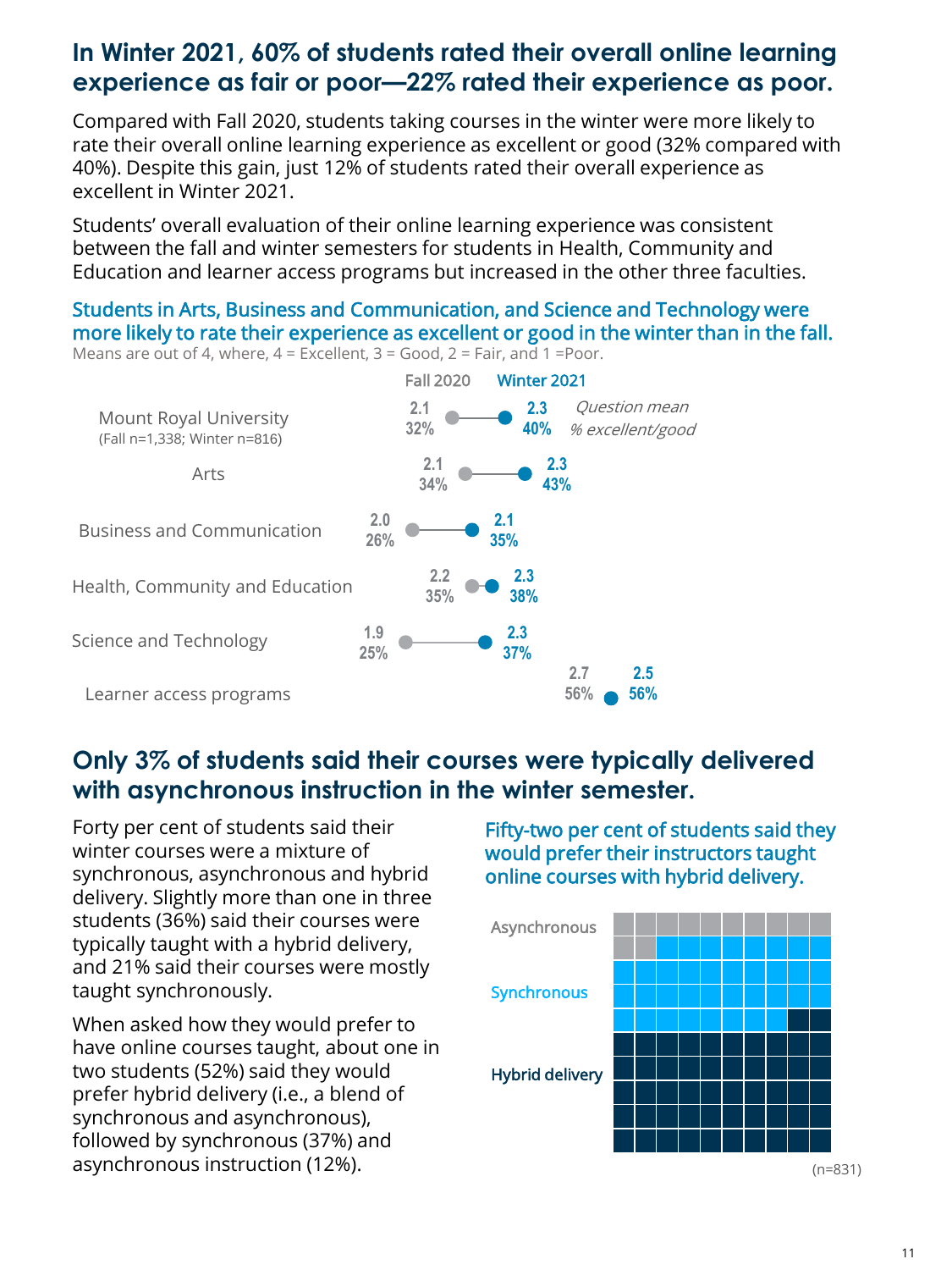## In Winter 2021, 60% of students rated their overall online learning experience as fair or poor—22% rated their experience as poor.

Compared with Fall 2020, students taking courses in the winter were more likely to rate their overall online learning experience as excellent or good (32% compared with 40%). Despite this gain, just 12% of students rated their overall experience as excellent in Winter 2021.

Students' overall evaluation of their online learning experience was consistent between the fall and winter semesters for students in Health, Community and Education and learner access programs but increased in the other three faculties.

### Students in Arts, Business and Communication, and Science and Technology were more likely to rate their experience as excellent or good in the winter than in the fall.

Means are out of 4, where, 4 = Excellent, 3 = Good, 2 = Fair, and 1 =Poor.

| | Fall 2020 | Winter 2021 |
|---|---|---|
| Mount Royal University (Fall n=1,338; Winter n=816) | 2.1 / 32% | 2.3 / 40% |
| Arts | 2.1 / 34% | 2.3 / 43% |
| Business and Communication | 2.0 / 26% | 2.1 / 35% |
| Health, Community and Education | 2.2 / 35% | 2.3 / 38% |
| Science and Technology | 1.9 / 25% | 2.3 / 37% |
| Learner access programs | 2.7 / 56% | 2.5 / 56% |

*Question mean / % excellent/good*

## Only 3% of students said their courses were typically delivered with asynchronous instruction in the winter semester.

Forty per cent of students said their winter courses were a mixture of synchronous, asynchronous and hybrid delivery. Slightly more than one in three students (36%) said their courses were typically taught with a hybrid delivery, and 21% said their courses were mostly taught synchronously.

When asked how they would prefer to have online courses taught, about one in two students (52%) said they would prefer hybrid delivery (i.e., a blend of synchronous and asynchronous), followed by synchronous (37%) and asynchronous instruction (12%).

### Fifty-two per cent of students said they would prefer their instructors taught online courses with hybrid delivery.

Asynchronous

Synchronous

Hybrid delivery

(n=831)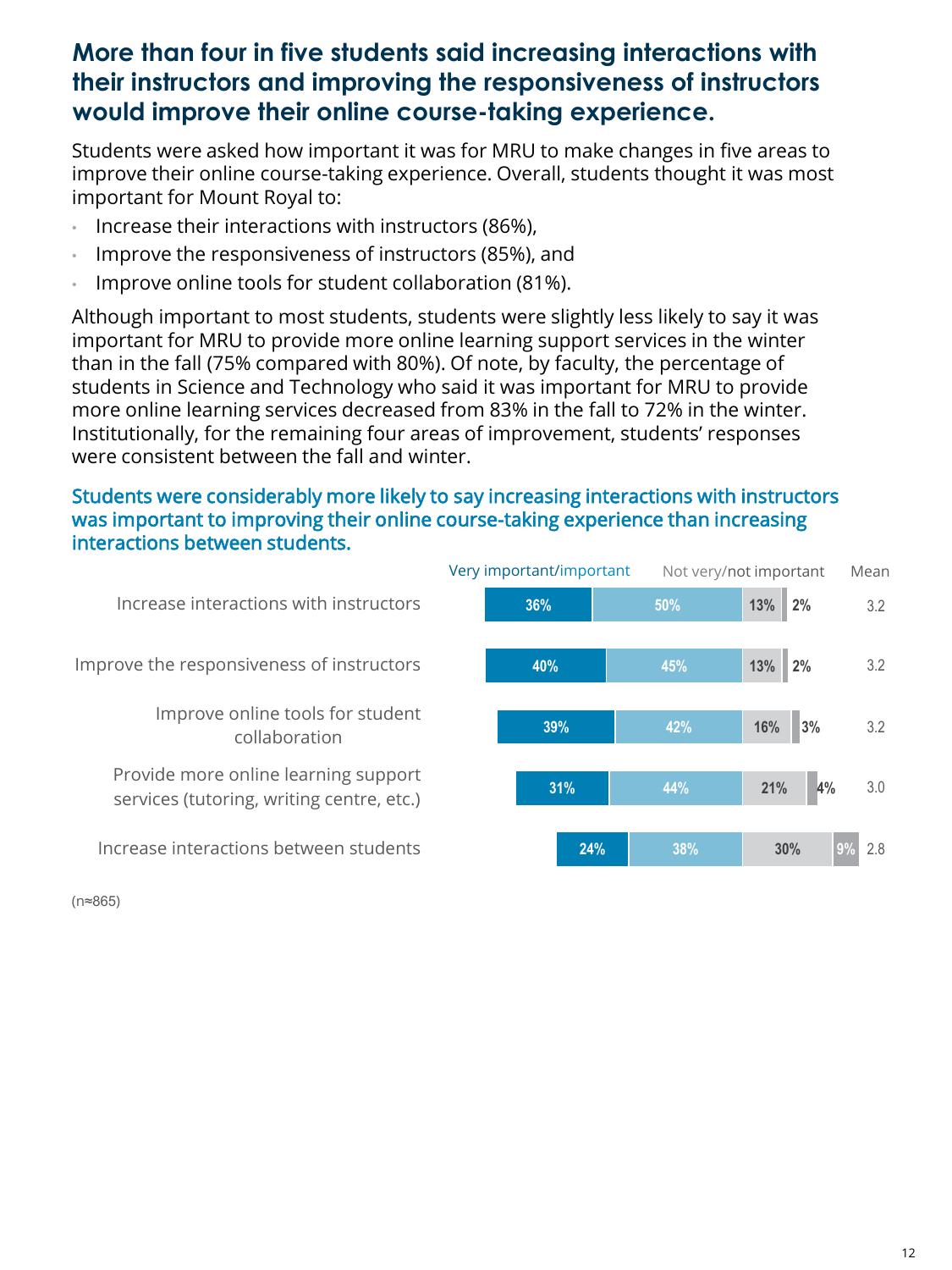## More than four in five students said increasing interactions with their instructors and improving the responsiveness of instructors would improve their online course-taking experience.

Students were asked how important it was for MRU to make changes in five areas to improve their online course-taking experience. Overall, students thought it was most important for Mount Royal to:

- Increase their interactions with instructors (86%),
- Improve the responsiveness of instructors (85%), and
- Improve online tools for student collaboration (81%).

Although important to most students, students were slightly less likely to say it was important for MRU to provide more online learning support services in the winter than in the fall (75% compared with 80%). Of note, by faculty, the percentage of students in Science and Technology who said it was important for MRU to provide more online learning services decreased from 83% in the fall to 72% in the winter. Institutionally, for the remaining four areas of improvement, students' responses were consistent between the fall and winter.

### Students were considerably more likely to say increasing interactions with instructors was important to improving their online course-taking experience than increasing interactions between students.

| | Very important | Important | Not very important | Not important | Mean |
|---|---|---|---|---|---|
| Increase interactions with instructors | 36% | 50% | 13% | 2% | 3.2 |
| Improve the responsiveness of instructors | 40% | 45% | 13% | 2% | 3.2 |
| Improve online tools for student collaboration | 39% | 42% | 16% | 3% | 3.2 |
| Provide more online learning support services (tutoring, writing centre, etc.) | 31% | 44% | 21% | 4% | 3.0 |
| Increase interactions between students | 24% | 38% | 30% | 9% | 2.8 |

(n≈865)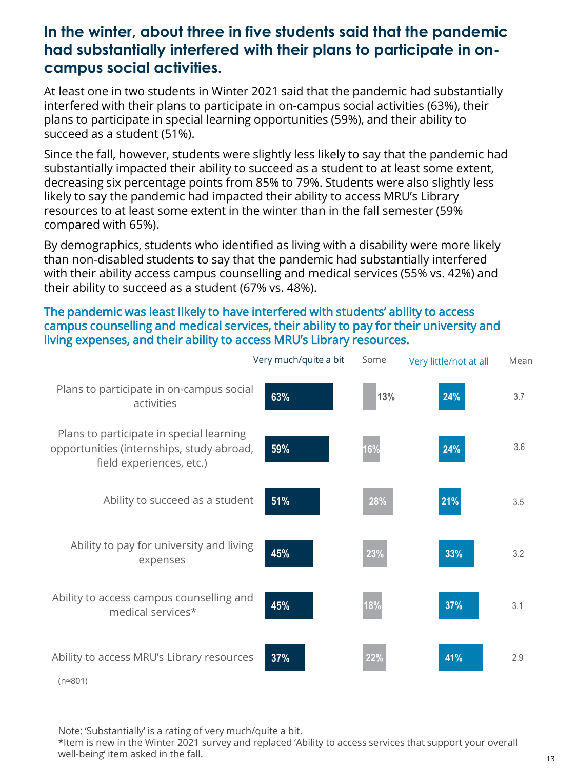## In the winter, about three in five students said that the pandemic had substantially interfered with their plans to participate in on-campus social activities.

At least one in two students in Winter 2021 said that the pandemic had substantially interfered with their plans to participate in on-campus social activities (63%), their plans to participate in special learning opportunities (59%), and their ability to succeed as a student (51%).

Since the fall, however, students were slightly less likely to say that the pandemic had substantially impacted their ability to succeed as a student to at least some extent, decreasing six percentage points from 85% to 79%. Students were also slightly less likely to say the pandemic had impacted their ability to access MRU's Library resources to at least some extent in the winter than in the fall semester (59% compared with 65%).

By demographics, students who identified as living with a disability were more likely than non-disabled students to say that the pandemic had substantially interfered with their ability access campus counselling and medical services (55% vs. 42%) and their ability to succeed as a student (67% vs. 48%).

### The pandemic was least likely to have interfered with students' ability to access campus counselling and medical services, their ability to pay for their university and living expenses, and their ability to access MRU's Library resources.

| | Very much/quite a bit | Some | Very little/not at all | Mean |
|---|---|---|---|---|
| Plans to participate in on-campus social activities | 63% | 13% | 24% | 3.7 |
| Plans to participate in special learning opportunities (internships, study abroad, field experiences, etc.) | 59% | 16% | 24% | 3.6 |
| Ability to succeed as a student | 51% | 28% | 21% | 3.5 |
| Ability to pay for university and living expenses | 45% | 23% | 33% | 3.2 |
| Ability to access campus counselling and medical services* | 45% | 18% | 37% | 3.1 |
| Ability to access MRU's Library resources | 37% | 22% | 41% | 2.9 |

(n≈801)

Note: 'Substantially' is a rating of very much/quite a bit.
*Item is new in the Winter 2021 survey and replaced 'Ability to access services that support your overall well-being' item asked in the fall.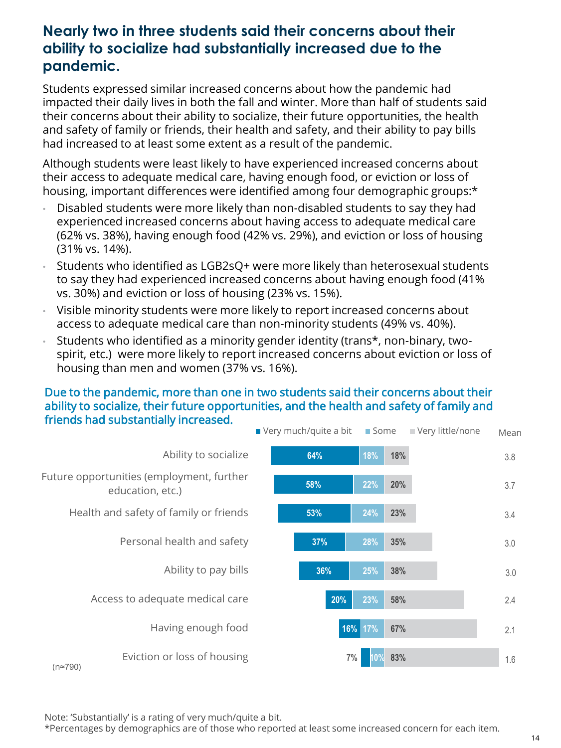## Nearly two in three students said their concerns about their ability to socialize had substantially increased due to the pandemic.

Students expressed similar increased concerns about how the pandemic had impacted their daily lives in both the fall and winter. More than half of students said their concerns about their ability to socialize, their future opportunities, the health and safety of family or friends, their health and safety, and their ability to pay bills had increased to at least some extent as a result of the pandemic.

Although students were least likely to have experienced increased concerns about their access to adequate medical care, having enough food, or eviction or loss of housing, important differences were identified among four demographic groups:*

- Disabled students were more likely than non-disabled students to say they had experienced increased concerns about having access to adequate medical care (62% vs. 38%), having enough food (42% vs. 29%), and eviction or loss of housing (31% vs. 14%).
- Students who identified as LGB2sQ+ were more likely than heterosexual students to say they had experienced increased concerns about having enough food (41% vs. 30%) and eviction or loss of housing (23% vs. 15%).
- Visible minority students were more likely to report increased concerns about access to adequate medical care than non-minority students (49% vs. 40%).
- Students who identified as a minority gender identity (trans*, non-binary, two-spirit, etc.) were more likely to report increased concerns about eviction or loss of housing than men and women (37% vs. 16%).

### Due to the pandemic, more than one in two students said their concerns about their ability to socialize, their future opportunities, and the health and safety of family and friends had substantially increased.

| | Very much/quite a bit | Some | Very little/none | Mean |
|---|---|---|---|---|
| Ability to socialize | 64% | 18% | 18% | 3.8 |
| Future opportunities (employment, further education, etc.) | 58% | 22% | 20% | 3.7 |
| Health and safety of family or friends | 53% | 24% | 23% | 3.4 |
| Personal health and safety | 37% | 28% | 35% | 3.0 |
| Ability to pay bills | 36% | 25% | 38% | 3.0 |
| Access to adequate medical care | 20% | 23% | 58% | 2.4 |
| Having enough food | 16% | 17% | 67% | 2.1 |
| Eviction or loss of housing | 7% | 10% | 83% | 1.6 |

(n≈790)

Note: 'Substantially' is a rating of very much/quite a bit.
*Percentages by demographics are of those who reported at least some increased concern for each item.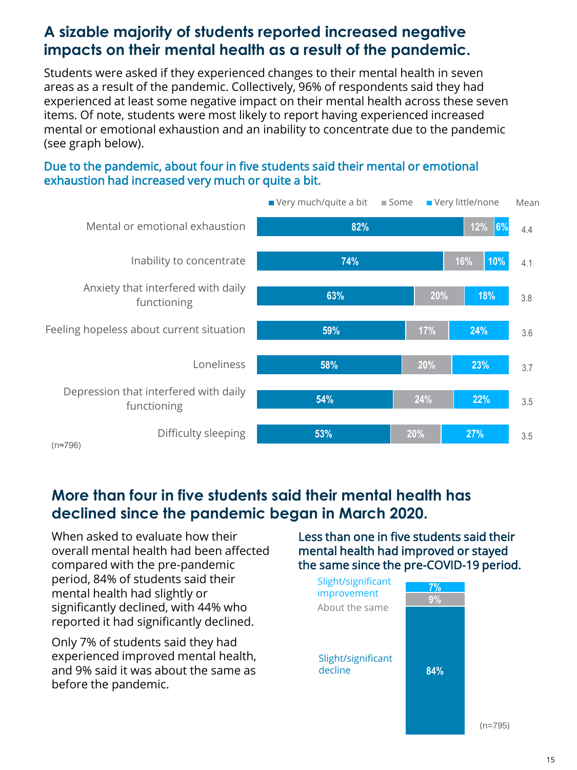## A sizable majority of students reported increased negative impacts on their mental health as a result of the pandemic.

Students were asked if they experienced changes to their mental health in seven areas as a result of the pandemic. Collectively, 96% of respondents said they had experienced at least some negative impact on their mental health across these seven items. Of note, students were most likely to report having experienced increased mental or emotional exhaustion and an inability to concentrate due to the pandemic (see graph below).

### Due to the pandemic, about four in five students said their mental or emotional exhaustion had increased very much or quite a bit.

| | Very much/quite a bit | Some | Very little/none | Mean |
|---|---|---|---|---|
| Mental or emotional exhaustion | 82% | 12% | 6% | 4.4 |
| Inability to concentrate | 74% | 16% | 10% | 4.1 |
| Anxiety that interfered with daily functioning | 63% | 20% | 18% | 3.8 |
| Feeling hopeless about current situation | 59% | 17% | 24% | 3.6 |
| Loneliness | 58% | 20% | 23% | 3.7 |
| Depression that interfered with daily functioning | 54% | 24% | 22% | 3.5 |
| Difficulty sleeping | 53% | 20% | 27% | 3.5 |

(n≈796)

## More than four in five students said their mental health has declined since the pandemic began in March 2020.

When asked to evaluate how their overall mental health had been affected compared with the pre-pandemic period, 84% of students said their mental health had slightly or significantly declined, with 44% who reported it had significantly declined.

Only 7% of students said they had experienced improved mental health, and 9% said it was about the same as before the pandemic.

### Less than one in five students said their mental health had improved or stayed the same since the pre-COVID-19 period.

| | |
|---|---|
| Slight/significant improvement | 7% |
| About the same | 9% |
| Slight/significant decline | 84% |

(n=795)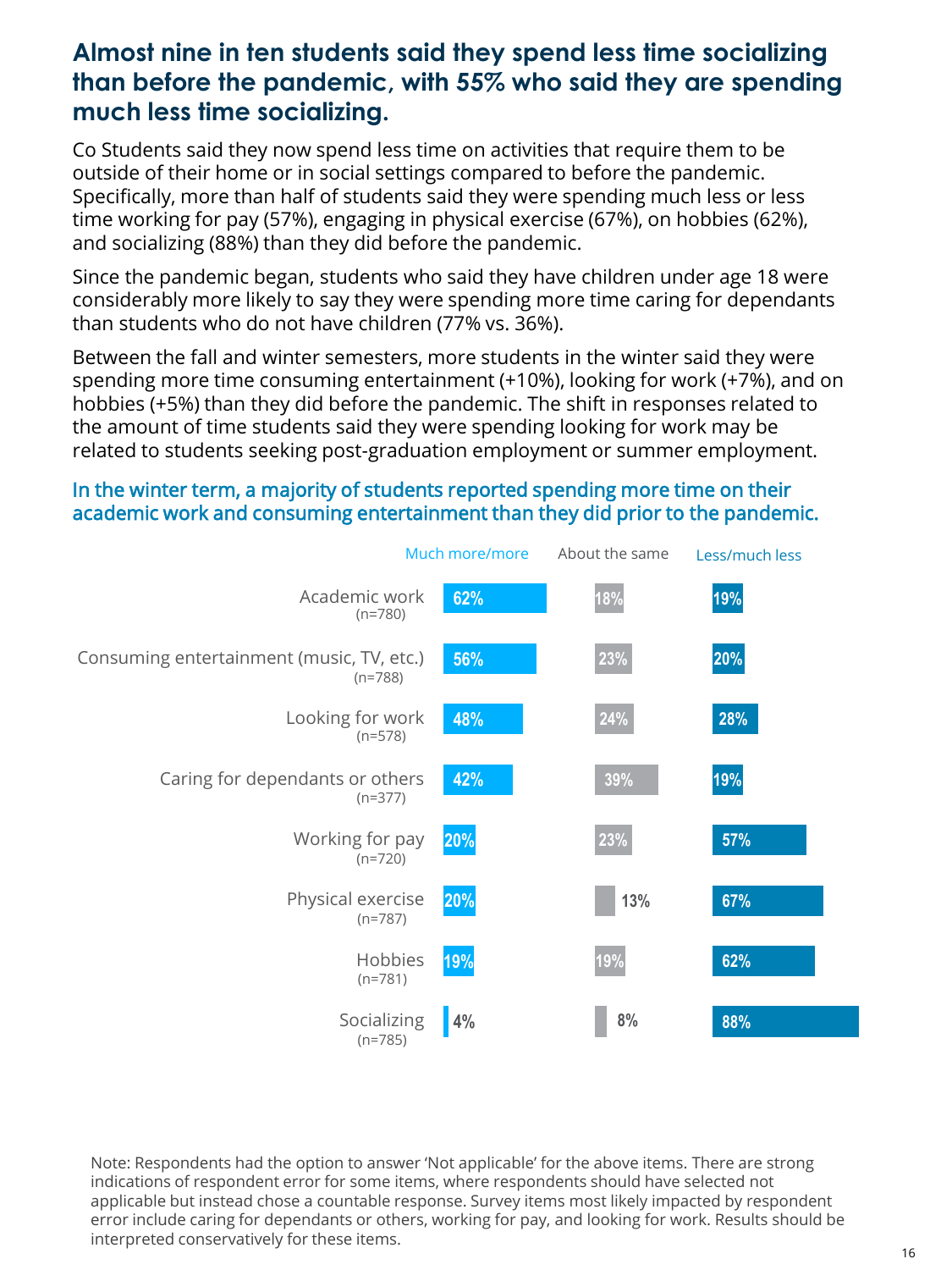## Almost nine in ten students said they spend less time socializing than before the pandemic, with 55% who said they are spending much less time socializing.

Co Students said they now spend less time on activities that require them to be outside of their home or in social settings compared to before the pandemic. Specifically, more than half of students said they were spending much less or less time working for pay (57%), engaging in physical exercise (67%), on hobbies (62%), and socializing (88%) than they did before the pandemic.

Since the pandemic began, students who said they have children under age 18 were considerably more likely to say they were spending more time caring for dependants than students who do not have children (77% vs. 36%).

Between the fall and winter semesters, more students in the winter said they were spending more time consuming entertainment (+10%), looking for work (+7%), and on hobbies (+5%) than they did before the pandemic. The shift in responses related to the amount of time students said they were spending looking for work may be related to students seeking post-graduation employment or summer employment.

### In the winter term, a majority of students reported spending more time on their academic work and consuming entertainment than they did prior to the pandemic.

| | Much more/more | About the same | Less/much less |
|---|---|---|---|
| Academic work (n=780) | 62% | 18% | 19% |
| Consuming entertainment (music, TV, etc.) (n=788) | 56% | 23% | 20% |
| Looking for work (n=578) | 48% | 24% | 28% |
| Caring for dependants or others (n=377) | 42% | 39% | 19% |
| Working for pay (n=720) | 20% | 23% | 57% |
| Physical exercise (n=787) | 20% | 13% | 67% |
| Hobbies (n=781) | 19% | 19% | 62% |
| Socializing (n=785) | 4% | 8% | 88% |

Note: Respondents had the option to answer 'Not applicable' for the above items. There are strong indications of respondent error for some items, where respondents should have selected not applicable but instead chose a countable response. Survey items most likely impacted by respondent error include caring for dependants or others, working for pay, and looking for work. Results should be interpreted conservatively for these items.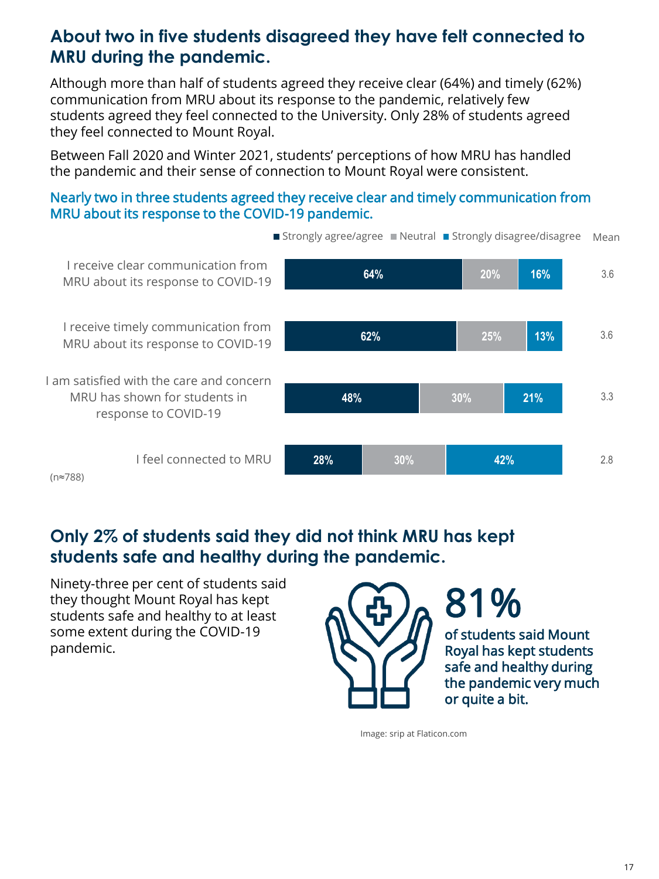## About two in five students disagreed they have felt connected to MRU during the pandemic.

Although more than half of students agreed they receive clear (64%) and timely (62%) communication from MRU about its response to the pandemic, relatively few students agreed they feel connected to the University. Only 28% of students agreed they feel connected to Mount Royal.

Between Fall 2020 and Winter 2021, students' perceptions of how MRU has handled the pandemic and their sense of connection to Mount Royal were consistent.

### Nearly two in three students agreed they receive clear and timely communication from MRU about its response to the COVID-19 pandemic.

| | Strongly agree/agree | Neutral | Strongly disagree/disagree | Mean |
|---|---|---|---|---|
| I receive clear communication from MRU about its response to COVID-19 | 64% | 20% | 16% | 3.6 |
| I receive timely communication from MRU about its response to COVID-19 | 62% | 25% | 13% | 3.6 |
| I am satisfied with the care and concern MRU has shown for students in response to COVID-19 | 48% | 30% | 21% | 3.3 |
| I feel connected to MRU | 28% | 30% | 42% | 2.8 |

(n≈788)

## Only 2% of students said they did not think MRU has kept students safe and healthy during the pandemic.

Ninety-three per cent of students said they thought Mount Royal has kept students safe and healthy to at least some extent during the COVID-19 pandemic.

**81%**

of students said Mount Royal has kept students safe and healthy during the pandemic very much or quite a bit.

Image: srip at Flaticon.com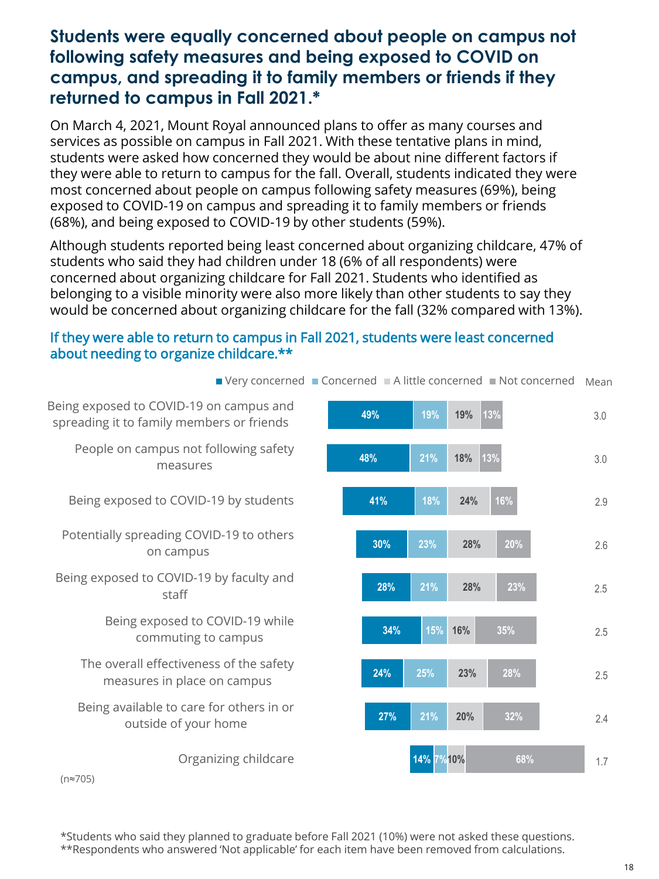## Students were equally concerned about people on campus not following safety measures and being exposed to COVID on campus, and spreading it to family members or friends if they returned to campus in Fall 2021.*

On March 4, 2021, Mount Royal announced plans to offer as many courses and services as possible on campus in Fall 2021. With these tentative plans in mind, students were asked how concerned they would be about nine different factors if they were able to return to campus for the fall. Overall, students indicated they were most concerned about people on campus following safety measures (69%), being exposed to COVID-19 on campus and spreading it to family members or friends (68%), and being exposed to COVID-19 by other students (59%).

Although students reported being least concerned about organizing childcare, 47% of students who said they had children under 18 (6% of all respondents) were concerned about organizing childcare for Fall 2021. Students who identified as belonging to a visible minority were also more likely than other students to say they would be concerned about organizing childcare for the fall (32% compared with 13%).

### If they were able to return to campus in Fall 2021, students were least concerned about needing to organize childcare.**

| | Very concerned | Concerned | A little concerned | Not concerned | Mean |
|---|---|---|---|---|---|
| Being exposed to COVID-19 on campus and spreading it to family members or friends | 49% | 19% | 19% | 13% | 3.0 |
| People on campus not following safety measures | 48% | 21% | 18% | 13% | 3.0 |
| Being exposed to COVID-19 by students | 41% | 18% | 24% | 16% | 2.9 |
| Potentially spreading COVID-19 to others on campus | 30% | 23% | 28% | 20% | 2.6 |
| Being exposed to COVID-19 by faculty and staff | 28% | 21% | 28% | 23% | 2.5 |
| Being exposed to COVID-19 while commuting to campus | 34% | 15% | 16% | 35% | 2.5 |
| The overall effectiveness of the safety measures in place on campus | 24% | 25% | 23% | 28% | 2.5 |
| Being available to care for others in or outside of your home | 27% | 21% | 20% | 32% | 2.4 |
| Organizing childcare | 14% | 7% | 10% | 68% | 1.7 |

(n≈705)

*Students who said they planned to graduate before Fall 2021 (10%) were not asked these questions.
**Respondents who answered 'Not applicable' for each item have been removed from calculations.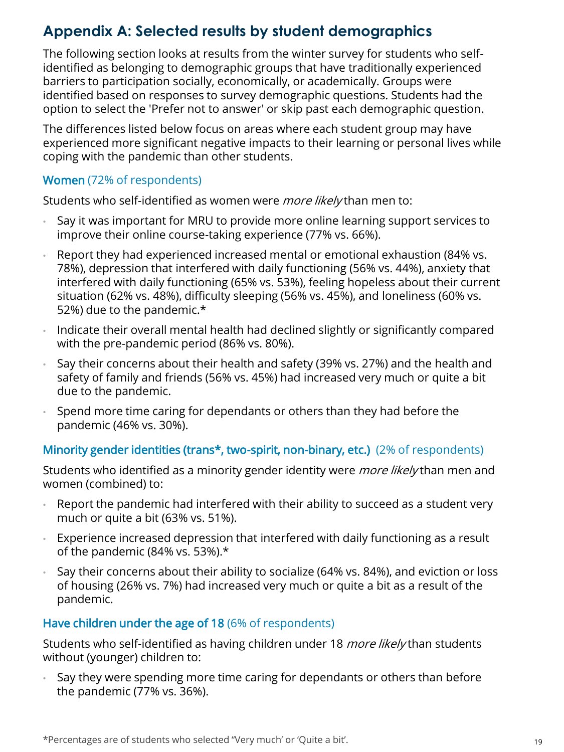## Appendix A: Selected results by student demographics

The following section looks at results from the winter survey for students who self-identified as belonging to demographic groups that have traditionally experienced barriers to participation socially, economically, or academically. Groups were identified based on responses to survey demographic questions. Students had the option to select the 'Prefer not to answer' or skip past each demographic question.

The differences listed below focus on areas where each student group may have experienced more significant negative impacts to their learning or personal lives while coping with the pandemic than other students.

### Women (72% of respondents)

Students who self-identified as women were *more likely* than men to:

- Say it was important for MRU to provide more online learning support services to improve their online course-taking experience (77% vs. 66%).
- Report they had experienced increased mental or emotional exhaustion (84% vs. 78%), depression that interfered with daily functioning (56% vs. 44%), anxiety that interfered with daily functioning (65% vs. 53%), feeling hopeless about their current situation (62% vs. 48%), difficulty sleeping (56% vs. 45%), and loneliness (60% vs. 52%) due to the pandemic.*
- Indicate their overall mental health had declined slightly or significantly compared with the pre-pandemic period (86% vs. 80%).
- Say their concerns about their health and safety (39% vs. 27%) and the health and safety of family and friends (56% vs. 45%) had increased very much or quite a bit due to the pandemic.
- Spend more time caring for dependants or others than they had before the pandemic (46% vs. 30%).

### Minority gender identities (trans*, two-spirit, non-binary, etc.) (2% of respondents)

Students who identified as a minority gender identity were *more likely* than men and women (combined) to:

- Report the pandemic had interfered with their ability to succeed as a student very much or quite a bit (63% vs. 51%).
- Experience increased depression that interfered with daily functioning as a result of the pandemic (84% vs. 53%).*
- Say their concerns about their ability to socialize (64% vs. 84%), and eviction or loss of housing (26% vs. 7%) had increased very much or quite a bit as a result of the pandemic.

### Have children under the age of 18 (6% of respondents)

Students who self-identified as having children under 18 *more likely* than students without (younger) children to:

- Say they were spending more time caring for dependants or others than before the pandemic (77% vs. 36%).

*Percentages are of students who selected "Very much' or 'Quite a bit'.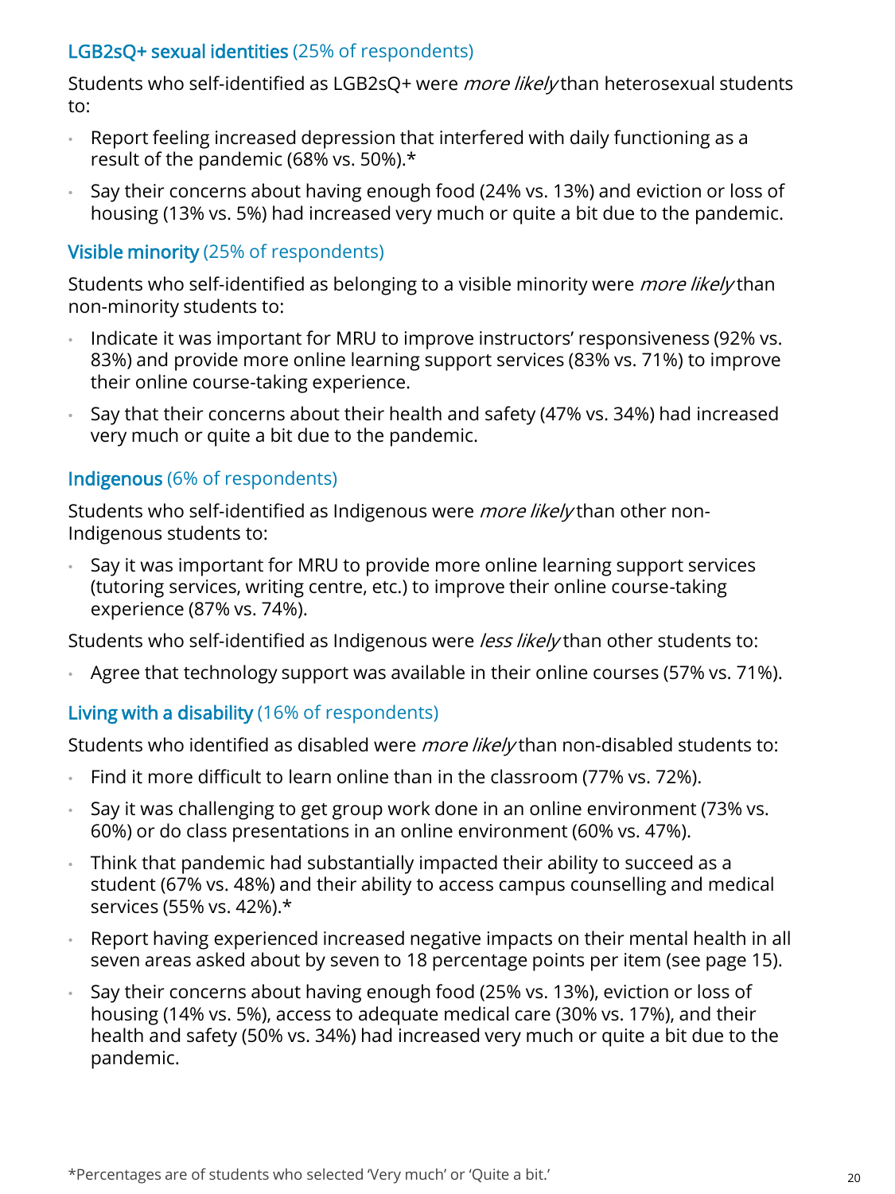### **LGB2sQ+ sexual identities** (25% of respondents)

Students who self-identified as LGB2sQ+ were *more likely* than heterosexual students to:

- Report feeling increased depression that interfered with daily functioning as a result of the pandemic (68% vs. 50%).*
- Say their concerns about having enough food (24% vs. 13%) and eviction or loss of housing (13% vs. 5%) had increased very much or quite a bit due to the pandemic.

### **Visible minority** (25% of respondents)

Students who self-identified as belonging to a visible minority were *more likely* than non-minority students to:

- Indicate it was important for MRU to improve instructors' responsiveness (92% vs. 83%) and provide more online learning support services (83% vs. 71%) to improve their online course-taking experience.
- Say that their concerns about their health and safety (47% vs. 34%) had increased very much or quite a bit due to the pandemic.

### **Indigenous** (6% of respondents)

Students who self-identified as Indigenous were *more likely* than other non-Indigenous students to:

- Say it was important for MRU to provide more online learning support services (tutoring services, writing centre, etc.) to improve their online course-taking experience (87% vs. 74%).

Students who self-identified as Indigenous were *less likely* than other students to:

- Agree that technology support was available in their online courses (57% vs. 71%).

### **Living with a disability** (16% of respondents)

Students who identified as disabled were *more likely* than non-disabled students to:

- Find it more difficult to learn online than in the classroom (77% vs. 72%).
- Say it was challenging to get group work done in an online environment (73% vs. 60%) or do class presentations in an online environment (60% vs. 47%).
- Think that pandemic had substantially impacted their ability to succeed as a student (67% vs. 48%) and their ability to access campus counselling and medical services (55% vs. 42%).*
- Report having experienced increased negative impacts on their mental health in all seven areas asked about by seven to 18 percentage points per item (see page 15).
- Say their concerns about having enough food (25% vs. 13%), eviction or loss of housing (14% vs. 5%), access to adequate medical care (30% vs. 17%), and their health and safety (50% vs. 34%) had increased very much or quite a bit due to the pandemic.

*Percentages are of students who selected 'Very much' or 'Quite a bit.'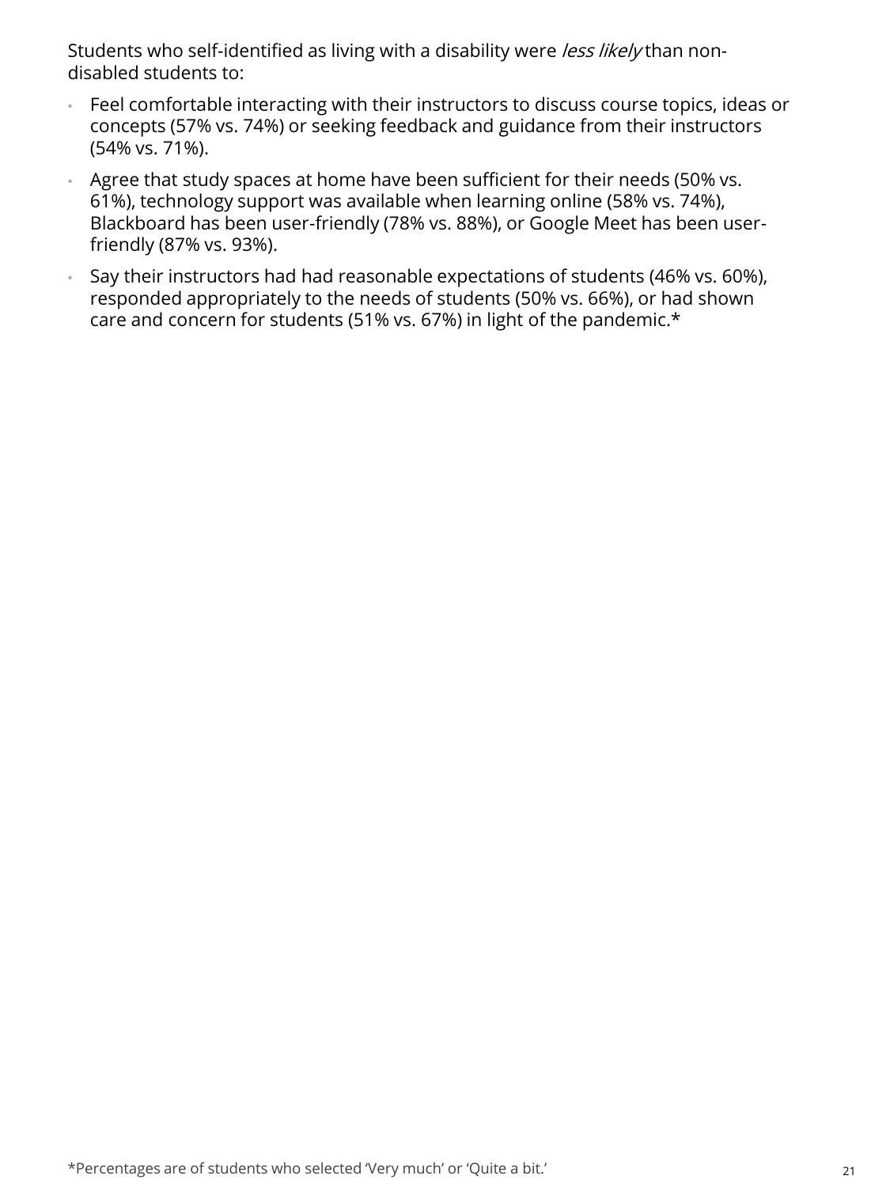Students who self-identified as living with a disability were *less likely* than non-disabled students to:

- Feel comfortable interacting with their instructors to discuss course topics, ideas or concepts (57% vs. 74%) or seeking feedback and guidance from their instructors (54% vs. 71%).
- Agree that study spaces at home have been sufficient for their needs (50% vs. 61%), technology support was available when learning online (58% vs. 74%), Blackboard has been user-friendly (78% vs. 88%), or Google Meet has been user-friendly (87% vs. 93%).
- Say their instructors had had reasonable expectations of students (46% vs. 60%), responded appropriately to the needs of students (50% vs. 66%), or had shown care and concern for students (51% vs. 67%) in light of the pandemic.*

*Percentages are of students who selected 'Very much' or 'Quite a bit.'